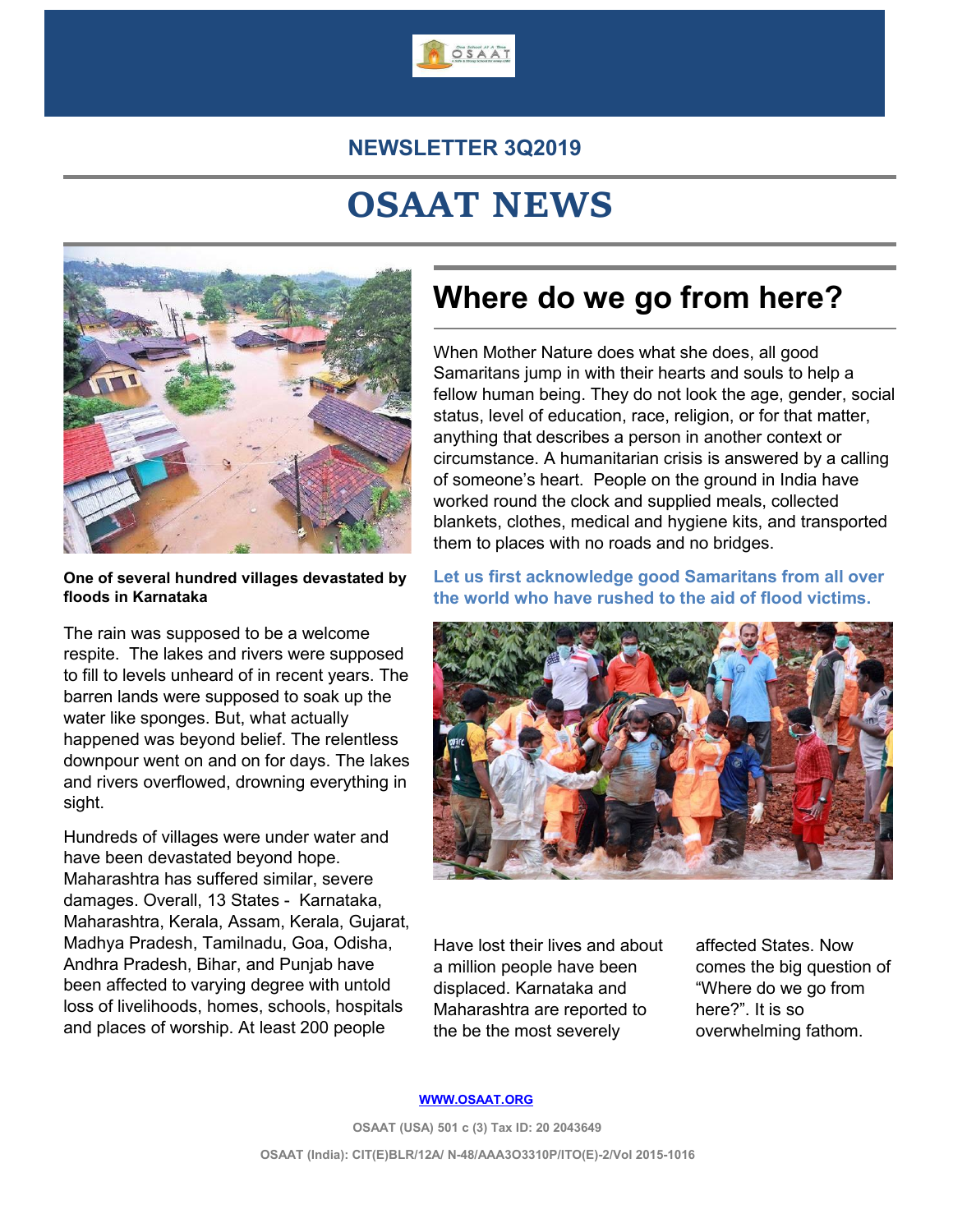## NEWSLETTER 3Q2019

# OSAAT NEWS

One of several hundred villages devastated by floods in Karnataka

The rain was supposed to be a welcome respite. The lakes and rivers were supposed to fill to levels unheard of in recent years. The barren lands were supposed to soak up the water like sponges. But, what actually happened was beyond belief. The relentless downpour went on and on for days. The lakes and rivers overflowed, drowning everything in sight.

Hundreds of villages were under water and have been devastated beyond hope. Maharashtra has suffered similar, severe damages. Overall, 13 States - Karnataka, Maharashtra, Kerala, Assam, Kerala, Gujarat, Madhya Pradesh, Tamilnadu, Goa, Odisha, Andhra Pradesh, Bihar, and Punjab have been affected to varying degree with untold loss of livelihoods, homes, schools, hospitals and places of worship. At least 200 people Have lost their lives and about a million people have been displaced. Karnataka and Maharashtra are reported to the be the most severely affected States. Now comes the big question of "Where do we go from here?". It is so overwhelming fathom.

## Where do we go from here?

When Mother Nature does what she does, all good Samaritans jump in with their hearts and souls to help a fellow human being. They do not look the age, gender, social status, level of education, race, religion, or for that matter, anything that describes a person in another context or circumstance. A humanitarian crisis is answered by a calling of someone's heart. People on the ground in India have worked round the clock and supplied meals, collected blankets, clothes, medical and hygiene kits, and transported them to places with no roads and no bridges.

**Let us first acknowledge good Samaritans from all over the world who have rushed to the aid of flood victims.**

WWW.OSAAT.ORG

OSAAT (USA) 501 c (3) Tax ID: 20 2043649

OSAAT (India): CIT(E)BLR/12A/ N-48/AAA3O3310P/ITO(E)-2/Vol 2015-1016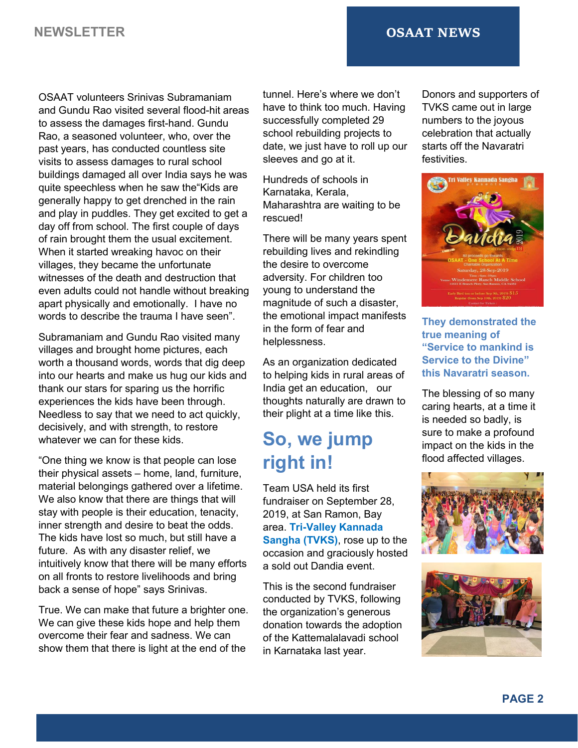OSAAT volunteers Srinivas Subramaniam and Gundu Rao visited several flood-hit areas to assess the damages first-hand. Gundu Rao, a seasoned volunteer, who, over the past years, has conducted countless site visits to assess damages to rural school buildings damaged all over India says he was quite speechless when he saw the"Kids are generally happy to get drenched in the rain and play in puddles. They get excited to get a day off from school. The first couple of days of rain brought them the usual excitement. When it started wreaking havoc on their villages, they became the unfortunate witnesses of the death and destruction that even adults could not handle without breaking apart physically and emotionally. I have no words to describe the trauma I have seen".

Subramaniam and Gundu Rao visited many villages and brought home pictures, each worth a thousand words, words that dig deep into our hearts and make us hug our kids and thank our stars for sparing us the horrific experiences the kids have been through. Needless to say that we need to act quickly, decisively, and with strength, to restore whatever we can for these kids.

"One thing we know is that people can lose their physical assets – home, land, furniture, material belongings gathered over a lifetime. We also know that there are things that will stay with people is their education, tenacity, inner strength and desire to beat the odds. The kids have lost so much, but still have a future. As with any disaster relief, we intuitively know that there will be many efforts on all fronts to restore livelihoods and bring back a sense of hope" says Srinivas.

True. We can make that future a brighter one. We can give these kids hope and help them overcome their fear and sadness. We can show them that there is light at the end of the tunnel. Here's where we don't have to think too much. Having successfully completed 29 school rebuilding projects to date, we just have to roll up our sleeves and go at it.

Hundreds of schools in Karnataka, Kerala, Maharashtra are waiting to be rescued!

There will be many years spent rebuilding lives and rekindling the desire to overcome adversity. For children too young to understand the magnitude of such a disaster, the emotional impact manifests in the form of fear and helplessness.

As an organization dedicated to helping kids in rural areas of India get an education, our thoughts naturally are drawn to their plight at a time like this.

## So, we jump right in!

Team USA held its first fundraiser on September 28, 2019, at San Ramon, Bay area. **Tri-Valley Kannada Sangha (TVKS)**, rose up to the occasion and graciously hosted a sold out Dandia event.

This is the second fundraiser conducted by TVKS, following the organization's generous donation towards the adoption of the Kattemalalavadi school in Karnataka last year.

Donors and supporters of TVKS came out in large numbers to the joyous celebration that actually starts off the Navaratri festivities.

**They demonstrated the true meaning of "Service to mankind is Service to the Divine" this Navaratri season.**

The blessing of so many caring hearts, at a time it is needed so badly, is sure to make a profound impact on the kids in the flood affected villages.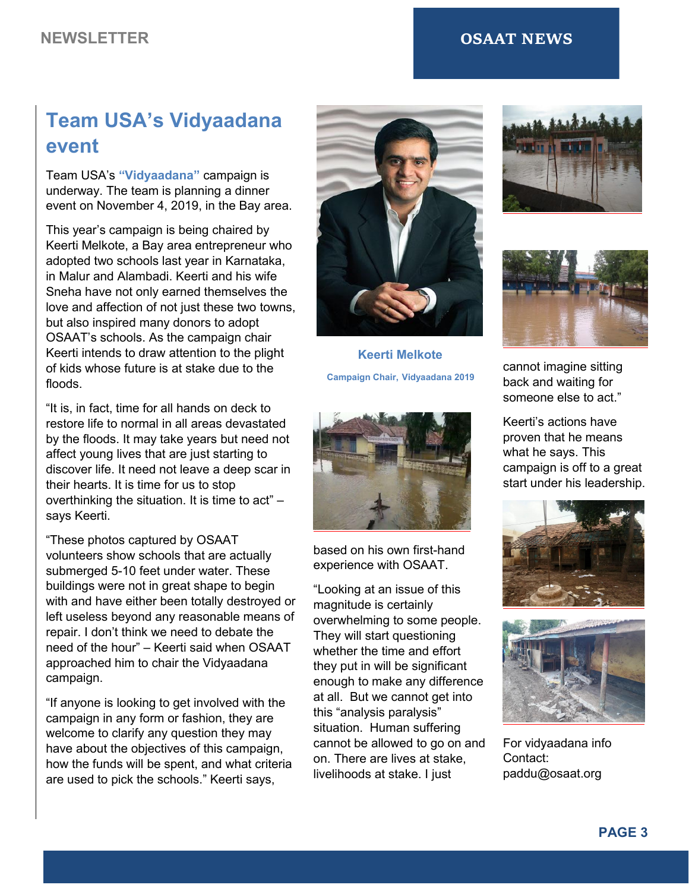# Team USA's Vidyaadana event

Team USA's **"Vidyaadana"** campaign is underway. The team is planning a dinner event on November 4, 2019, in the Bay area.

This year's campaign is being chaired by Keerti Melkote, a Bay area entrepreneur who adopted two schools last year in Karnataka, in Malur and Alambadi. Keerti and his wife Sneha have not only earned themselves the love and affection of not just these two towns, but also inspired many donors to adopt OSAAT's schools. As the campaign chair Keerti intends to draw attention to the plight of kids whose future is at stake due to the floods.

"It is, in fact, time for all hands on deck to restore life to normal in all areas devastated by the floods. It may take years but need not affect young lives that are just starting to discover life. It need not leave a deep scar in their hearts. It is time for us to stop overthinking the situation. It is time to act" – says Keerti.

"These photos captured by OSAAT volunteers show schools that are actually submerged 5-10 feet under water. These buildings were not in great shape to begin with and have either been totally destroyed or left useless beyond any reasonable means of repair. I don't think we need to debate the need of the hour" – Keerti said when OSAAT approached him to chair the Vidyaadana campaign.

"If anyone is looking to get involved with the campaign in any form or fashion, they are welcome to clarify any question they may have about the objectives of this campaign, how the funds will be spent, and what criteria are used to pick the schools." Keerti says, based on his own first-hand experience with OSAAT.

**Keerti Melkote**

**Campaign Chair, Vidyaadana 2019**

"Looking at an issue of this magnitude is certainly overwhelming to some people. They will start questioning whether the time and effort they put in will be significant enough to make any difference at all. But we cannot get into this "analysis paralysis" situation. Human suffering cannot be allowed to go on and on. There are lives at stake, livelihoods at stake. I just cannot imagine sitting back and waiting for someone else to act."

Keerti's actions have proven that he means what he says. This campaign is off to a great start under his leadership.

For vidyaadana info Contact: paddu@osaat.org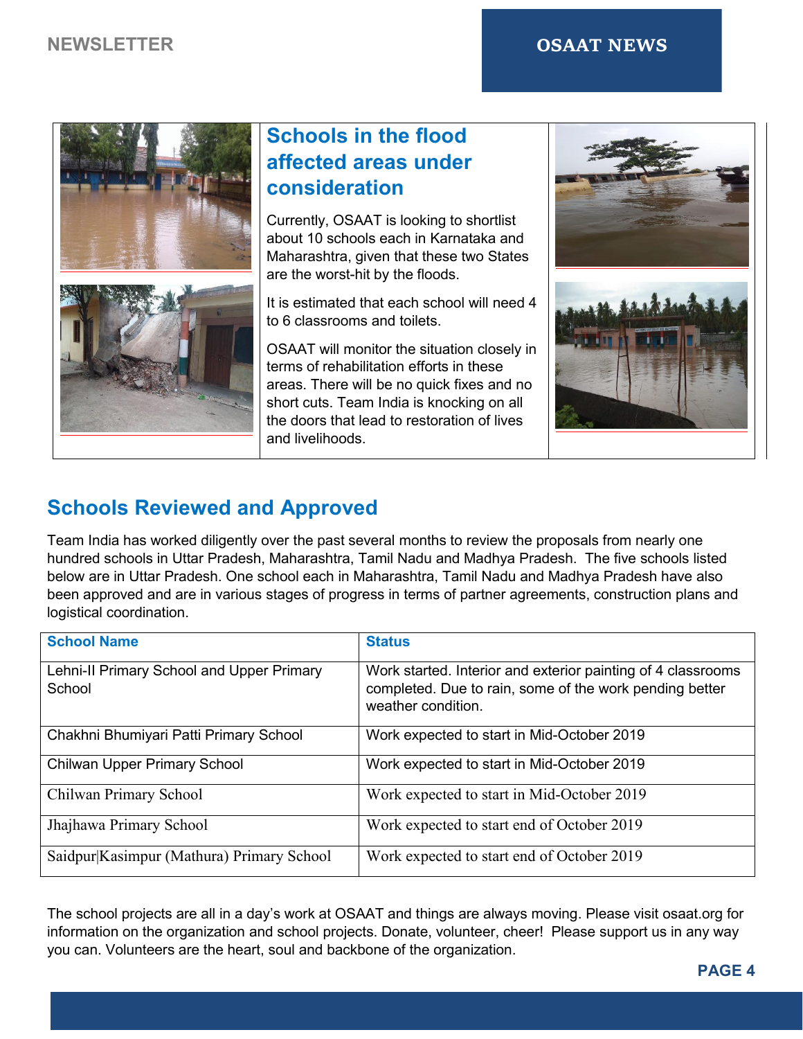## Schools in the flood affected areas under consideration

Currently, OSAAT is looking to shortlist about 10 schools each in Karnataka and Maharashtra, given that these two States are the worst-hit by the floods.

It is estimated that each school will need 4 to 6 classrooms and toilets.

OSAAT will monitor the situation closely in terms of rehabilitation efforts in these areas. There will be no quick fixes and no short cuts. Team India is knocking on all the doors that lead to restoration of lives and livelihoods.

## Schools Reviewed and Approved

Team India has worked diligently over the past several months to review the proposals from nearly one hundred schools in Uttar Pradesh, Maharashtra, Tamil Nadu and Madhya Pradesh. The five schools listed below are in Uttar Pradesh. One school each in Maharashtra, Tamil Nadu and Madhya Pradesh have also been approved and are in various stages of progress in terms of partner agreements, construction plans and logistical coordination.

| School Name | Status |
|---|---|
| Lehni-II Primary School and Upper Primary School | Work started. Interior and exterior painting of 4 classrooms completed. Due to rain, some of the work pending better weather condition. |
| Chakhni Bhumiyari Patti Primary School | Work expected to start in Mid-October 2019 |
| Chilwan Upper Primary School | Work expected to start in Mid-October 2019 |
| Chilwan Primary School | Work expected to start in Mid-October 2019 |
| Jhajhawa Primary School | Work expected to start end of October 2019 |
| Saidpur|Kasimpur (Mathura) Primary School | Work expected to start end of October 2019 |

The school projects are all in a day's work at OSAAT and things are always moving. Please visit osaat.org for information on the organization and school projects. Donate, volunteer, cheer! Please support us in any way you can. Volunteers are the heart, soul and backbone of the organization.